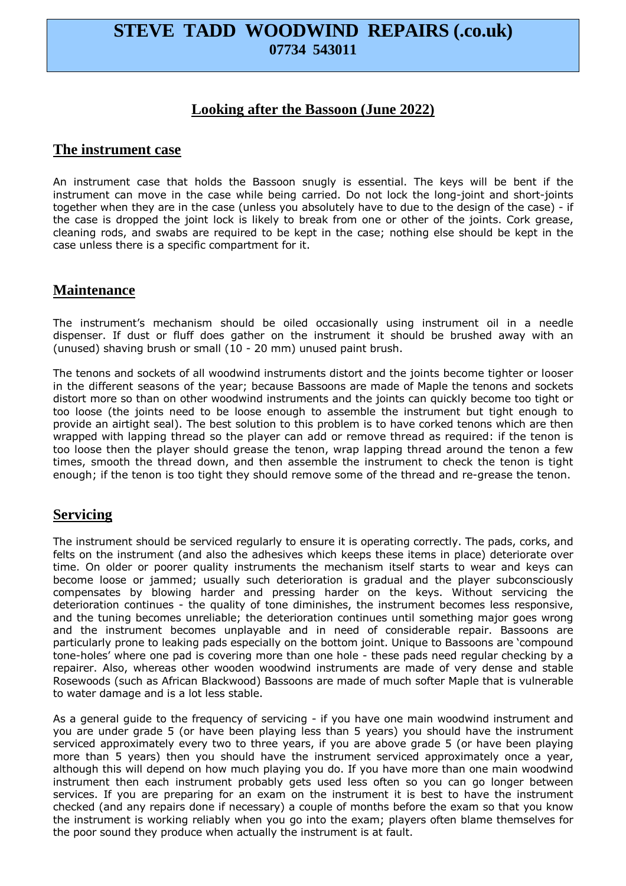# STEVE TADD WOODWIND REPAIRS (.co.uk)
**07734 543011**

## Looking after the Bassoon (June 2022)

### The instrument case

An instrument case that holds the Bassoon snugly is essential. The keys will be bent if the instrument can move in the case while being carried. Do not lock the long-joint and short-joints together when they are in the case (unless you absolutely have to due to the design of the case) - if the case is dropped the joint lock is likely to break from one or other of the joints. Cork grease, cleaning rods, and swabs are required to be kept in the case; nothing else should be kept in the case unless there is a specific compartment for it.

### Maintenance

The instrument's mechanism should be oiled occasionally using instrument oil in a needle dispenser. If dust or fluff does gather on the instrument it should be brushed away with an (unused) shaving brush or small (10 - 20 mm) unused paint brush.

The tenons and sockets of all woodwind instruments distort and the joints become tighter or looser in the different seasons of the year; because Bassoons are made of Maple the tenons and sockets distort more so than on other woodwind instruments and the joints can quickly become too tight or too loose (the joints need to be loose enough to assemble the instrument but tight enough to provide an airtight seal). The best solution to this problem is to have corked tenons which are then wrapped with lapping thread so the player can add or remove thread as required: if the tenon is too loose then the player should grease the tenon, wrap lapping thread around the tenon a few times, smooth the thread down, and then assemble the instrument to check the tenon is tight enough; if the tenon is too tight they should remove some of the thread and re-grease the tenon.

### Servicing

The instrument should be serviced regularly to ensure it is operating correctly. The pads, corks, and felts on the instrument (and also the adhesives which keeps these items in place) deteriorate over time. On older or poorer quality instruments the mechanism itself starts to wear and keys can become loose or jammed; usually such deterioration is gradual and the player subconsciously compensates by blowing harder and pressing harder on the keys. Without servicing the deterioration continues - the quality of tone diminishes, the instrument becomes less responsive, and the tuning becomes unreliable; the deterioration continues until something major goes wrong and the instrument becomes unplayable and in need of considerable repair. Bassoons are particularly prone to leaking pads especially on the bottom joint. Unique to Bassoons are 'compound tone-holes' where one pad is covering more than one hole - these pads need regular checking by a repairer. Also, whereas other wooden woodwind instruments are made of very dense and stable Rosewoods (such as African Blackwood) Bassoons are made of much softer Maple that is vulnerable to water damage and is a lot less stable.

As a general guide to the frequency of servicing - if you have one main woodwind instrument and you are under grade 5 (or have been playing less than 5 years) you should have the instrument serviced approximately every two to three years, if you are above grade 5 (or have been playing more than 5 years) then you should have the instrument serviced approximately once a year, although this will depend on how much playing you do. If you have more than one main woodwind instrument then each instrument probably gets used less often so you can go longer between services. If you are preparing for an exam on the instrument it is best to have the instrument checked (and any repairs done if necessary) a couple of months before the exam so that you know the instrument is working reliably when you go into the exam; players often blame themselves for the poor sound they produce when actually the instrument is at fault.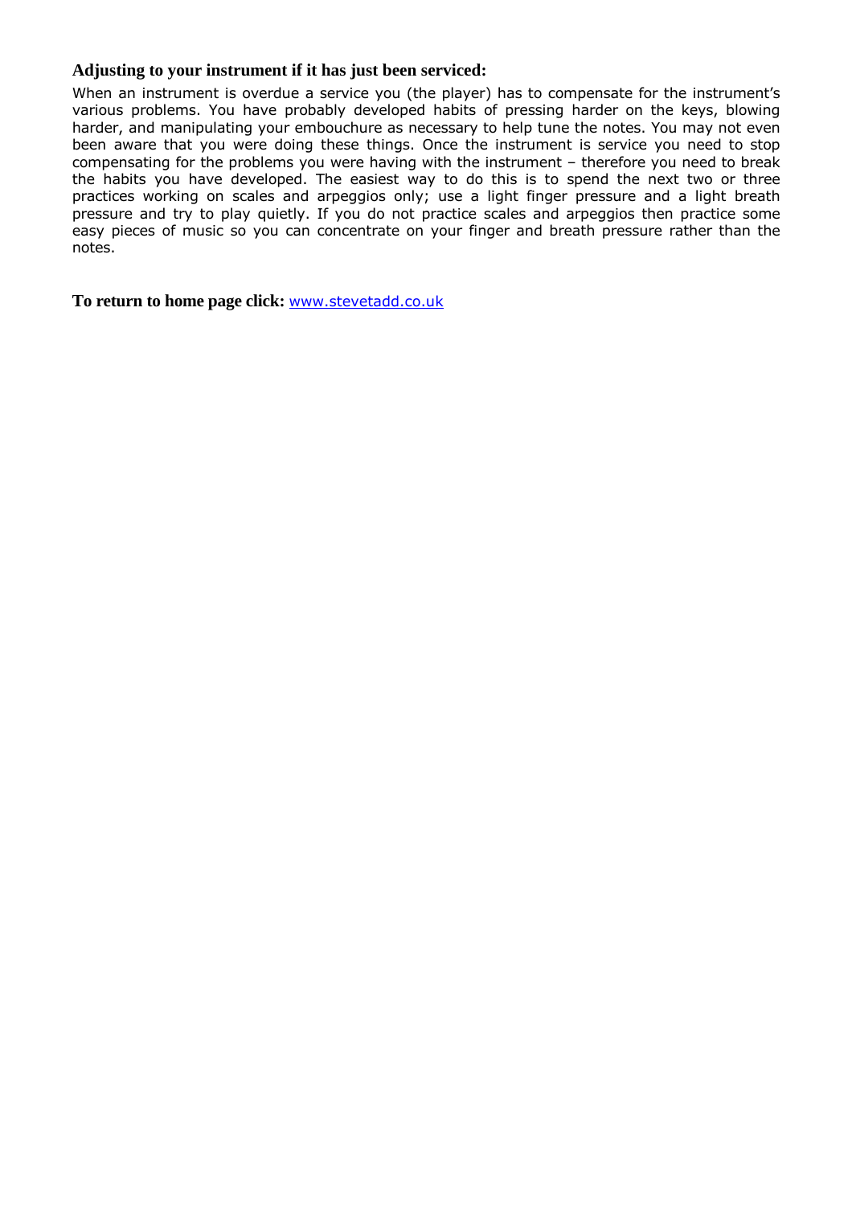**Adjusting to your instrument if it has just been serviced:**

When an instrument is overdue a service you (the player) has to compensate for the instrument's various problems. You have probably developed habits of pressing harder on the keys, blowing harder, and manipulating your embouchure as necessary to help tune the notes. You may not even been aware that you were doing these things. Once the instrument is service you need to stop compensating for the problems you were having with the instrument – therefore you need to break the habits you have developed. The easiest way to do this is to spend the next two or three practices working on scales and arpeggios only; use a light finger pressure and a light breath pressure and try to play quietly. If you do not practice scales and arpeggios then practice some easy pieces of music so you can concentrate on your finger and breath pressure rather than the notes.

**To return to home page click:** [www.stevetadd.co.uk](http://www.stevetadd.co.uk)